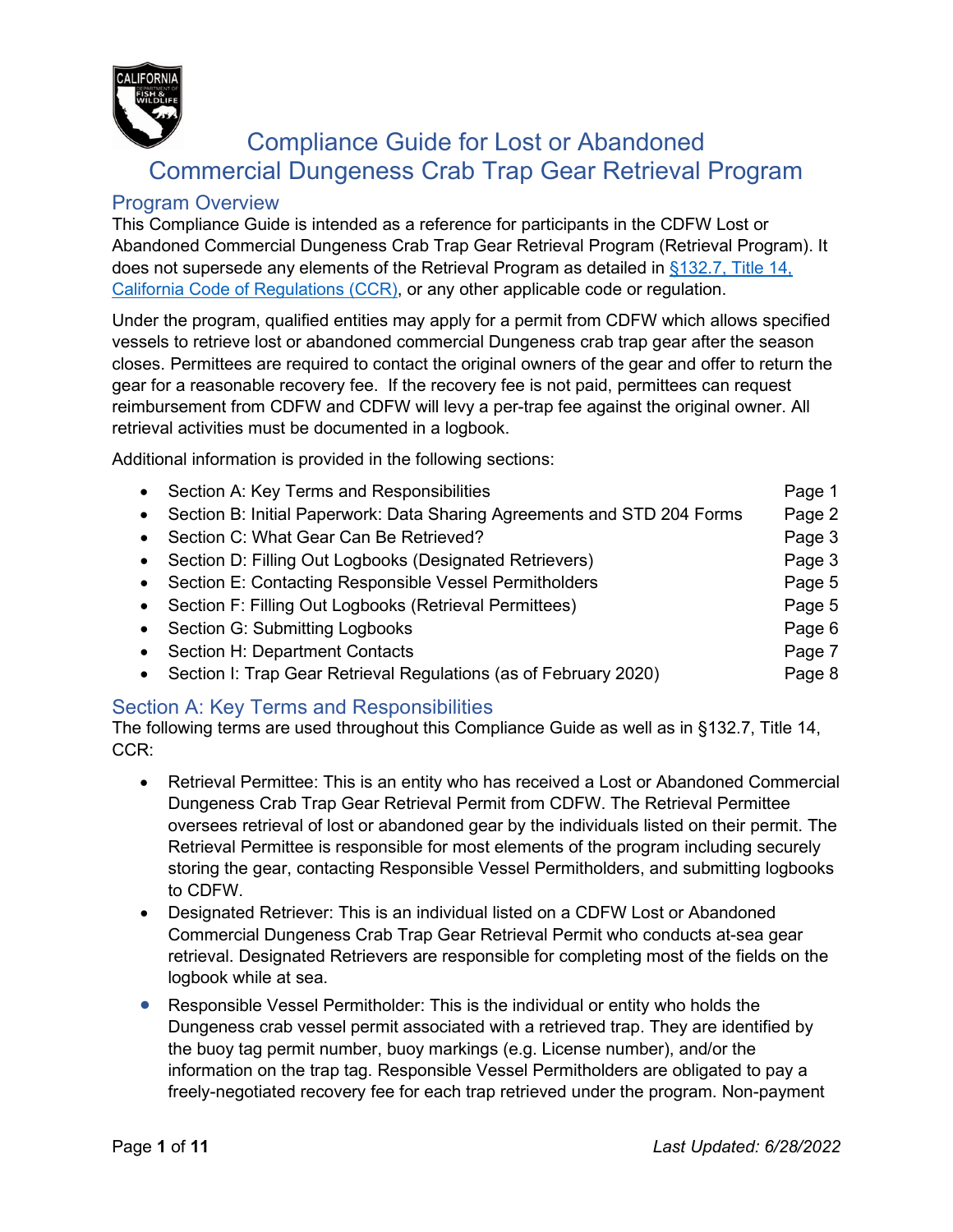# Compliance Guide for Lost or Abandoned Commercial Dungeness Crab Trap Gear Retrieval Program

## Program Overview

This Compliance Guide is intended as a reference for participants in the CDFW Lost or Abandoned Commercial Dungeness Crab Trap Gear Retrieval Program (Retrieval Program). It does not supersede any elements of the Retrieval Program as detailed in [§132.7, Title 14, California Code of Regulations (CCR)], or any other applicable code or regulation.

Under the program, qualified entities may apply for a permit from CDFW which allows specified vessels to retrieve lost or abandoned commercial Dungeness crab trap gear after the season closes. Permittees are required to contact the original owners of the gear and offer to return the gear for a reasonable recovery fee. If the recovery fee is not paid, permittees can request reimbursement from CDFW and CDFW will levy a per-trap fee against the original owner. All retrieval activities must be documented in a logbook.

Additional information is provided in the following sections:

- Section A: Key Terms and Responsibilities — Page 1
- Section B: Initial Paperwork: Data Sharing Agreements and STD 204 Forms — Page 2
- Section C: What Gear Can Be Retrieved? — Page 3
- Section D: Filling Out Logbooks (Designated Retrievers) — Page 3
- Section E: Contacting Responsible Vessel Permitholders — Page 5
- Section F: Filling Out Logbooks (Retrieval Permittees) — Page 5
- Section G: Submitting Logbooks — Page 6
- Section H: Department Contacts — Page 7
- Section I: Trap Gear Retrieval Regulations (as of February 2020) — Page 8

## Section A: Key Terms and Responsibilities

The following terms are used throughout this Compliance Guide as well as in §132.7, Title 14, CCR:

- Retrieval Permittee: This is an entity who has received a Lost or Abandoned Commercial Dungeness Crab Trap Gear Retrieval Permit from CDFW. The Retrieval Permittee oversees retrieval of lost or abandoned gear by the individuals listed on their permit. The Retrieval Permittee is responsible for most elements of the program including securely storing the gear, contacting Responsible Vessel Permitholders, and submitting logbooks to CDFW.
- Designated Retriever: This is an individual listed on a CDFW Lost or Abandoned Commercial Dungeness Crab Trap Gear Retrieval Permit who conducts at-sea gear retrieval. Designated Retrievers are responsible for completing most of the fields on the logbook while at sea.
- Responsible Vessel Permitholder: This is the individual or entity who holds the Dungeness crab vessel permit associated with a retrieved trap. They are identified by the buoy tag permit number, buoy markings (e.g. License number), and/or the information on the trap tag. Responsible Vessel Permitholders are obligated to pay a freely-negotiated recovery fee for each trap retrieved under the program. Non-payment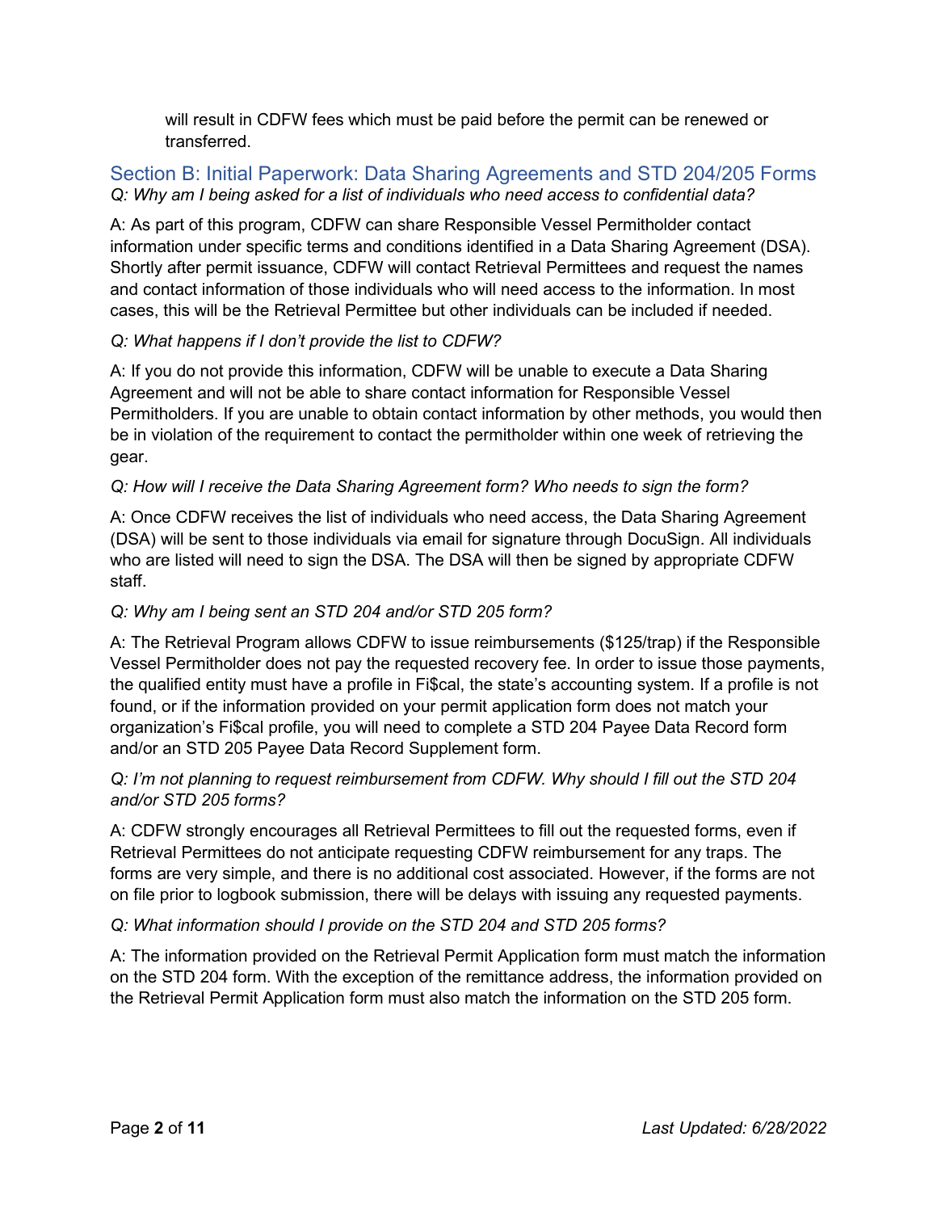will result in CDFW fees which must be paid before the permit can be renewed or transferred.

## Section B: Initial Paperwork: Data Sharing Agreements and STD 204/205 Forms

*Q: Why am I being asked for a list of individuals who need access to confidential data?*

A: As part of this program, CDFW can share Responsible Vessel Permitholder contact information under specific terms and conditions identified in a Data Sharing Agreement (DSA). Shortly after permit issuance, CDFW will contact Retrieval Permittees and request the names and contact information of those individuals who will need access to the information. In most cases, this will be the Retrieval Permittee but other individuals can be included if needed.

*Q: What happens if I don't provide the list to CDFW?*

A: If you do not provide this information, CDFW will be unable to execute a Data Sharing Agreement and will not be able to share contact information for Responsible Vessel Permitholders. If you are unable to obtain contact information by other methods, you would then be in violation of the requirement to contact the permitholder within one week of retrieving the gear.

*Q: How will I receive the Data Sharing Agreement form? Who needs to sign the form?*

A: Once CDFW receives the list of individuals who need access, the Data Sharing Agreement (DSA) will be sent to those individuals via email for signature through DocuSign. All individuals who are listed will need to sign the DSA. The DSA will then be signed by appropriate CDFW staff.

*Q: Why am I being sent an STD 204 and/or STD 205 form?*

A: The Retrieval Program allows CDFW to issue reimbursements ($125/trap) if the Responsible Vessel Permitholder does not pay the requested recovery fee. In order to issue those payments, the qualified entity must have a profile in Fi$cal, the state's accounting system. If a profile is not found, or if the information provided on your permit application form does not match your organization's Fi$cal profile, you will need to complete a STD 204 Payee Data Record form and/or an STD 205 Payee Data Record Supplement form.

*Q: I'm not planning to request reimbursement from CDFW. Why should I fill out the STD 204 and/or STD 205 forms?*

A: CDFW strongly encourages all Retrieval Permittees to fill out the requested forms, even if Retrieval Permittees do not anticipate requesting CDFW reimbursement for any traps. The forms are very simple, and there is no additional cost associated. However, if the forms are not on file prior to logbook submission, there will be delays with issuing any requested payments.

*Q: What information should I provide on the STD 204 and STD 205 forms?*

A: The information provided on the Retrieval Permit Application form must match the information on the STD 204 form. With the exception of the remittance address, the information provided on the Retrieval Permit Application form must also match the information on the STD 205 form.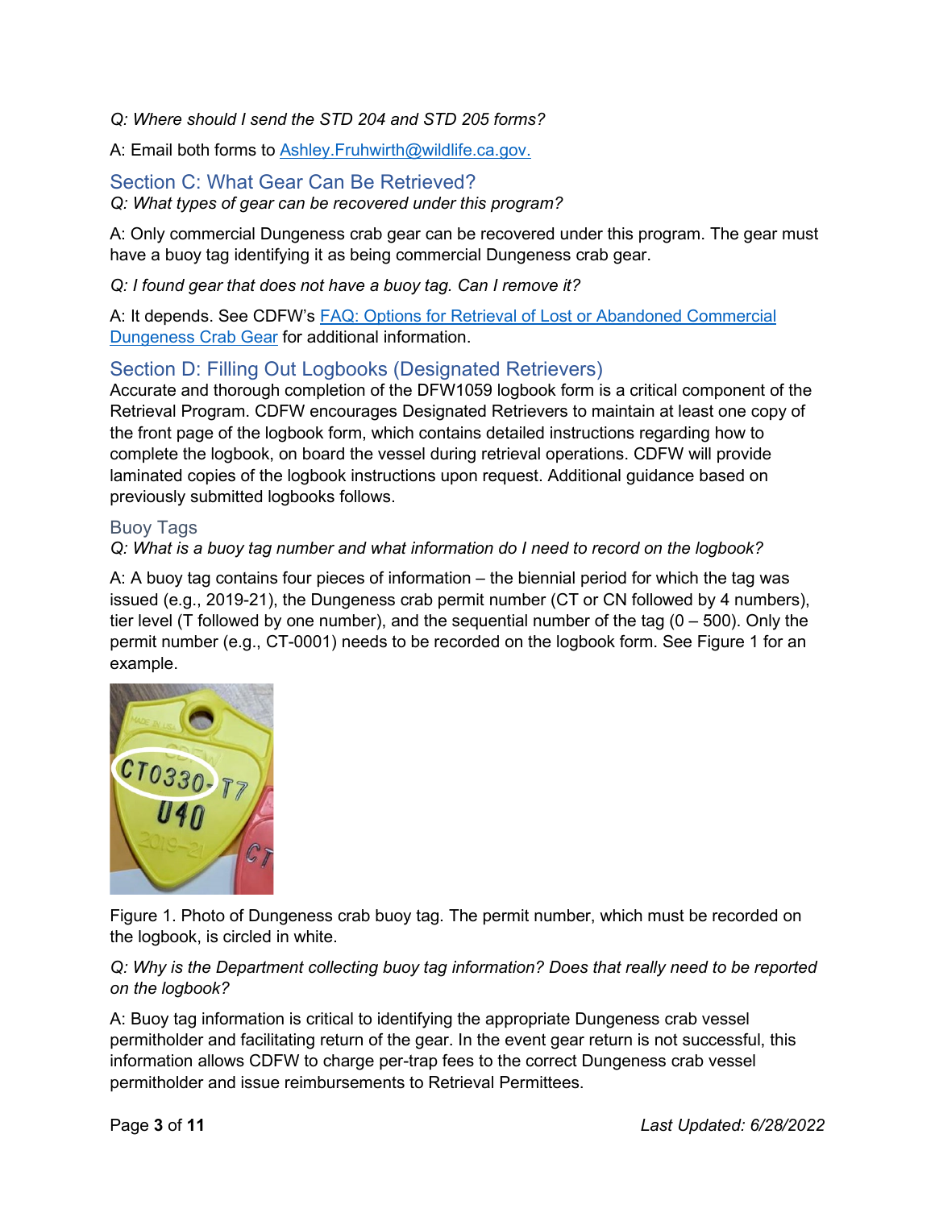*Q: Where should I send the STD 204 and STD 205 forms?*

A: Email both forms to [Ashley.Fruhwirth@wildlife.ca.gov.](mailto:Ashley.Fruhwirth@wildlife.ca.gov)

## Section C: What Gear Can Be Retrieved?

*Q: What types of gear can be recovered under this program?*

A: Only commercial Dungeness crab gear can be recovered under this program. The gear must have a buoy tag identifying it as being commercial Dungeness crab gear.

*Q: I found gear that does not have a buoy tag. Can I remove it?*

A: It depends. See CDFW's FAQ: Options for Retrieval of Lost or Abandoned Commercial Dungeness Crab Gear for additional information.

## Section D: Filling Out Logbooks (Designated Retrievers)

Accurate and thorough completion of the DFW1059 logbook form is a critical component of the Retrieval Program. CDFW encourages Designated Retrievers to maintain at least one copy of the front page of the logbook form, which contains detailed instructions regarding how to complete the logbook, on board the vessel during retrieval operations. CDFW will provide laminated copies of the logbook instructions upon request. Additional guidance based on previously submitted logbooks follows.

### Buoy Tags

*Q: What is a buoy tag number and what information do I need to record on the logbook?*

A: A buoy tag contains four pieces of information – the biennial period for which the tag was issued (e.g., 2019-21), the Dungeness crab permit number (CT or CN followed by 4 numbers), tier level (T followed by one number), and the sequential number of the tag (0 – 500). Only the permit number (e.g., CT-0001) needs to be recorded on the logbook form. See Figure 1 for an example.

Figure 1. Photo of Dungeness crab buoy tag. The permit number, which must be recorded on the logbook, is circled in white.

*Q: Why is the Department collecting buoy tag information? Does that really need to be reported on the logbook?*

A: Buoy tag information is critical to identifying the appropriate Dungeness crab vessel permitholder and facilitating return of the gear. In the event gear return is not successful, this information allows CDFW to charge per-trap fees to the correct Dungeness crab vessel permitholder and issue reimbursements to Retrieval Permittees.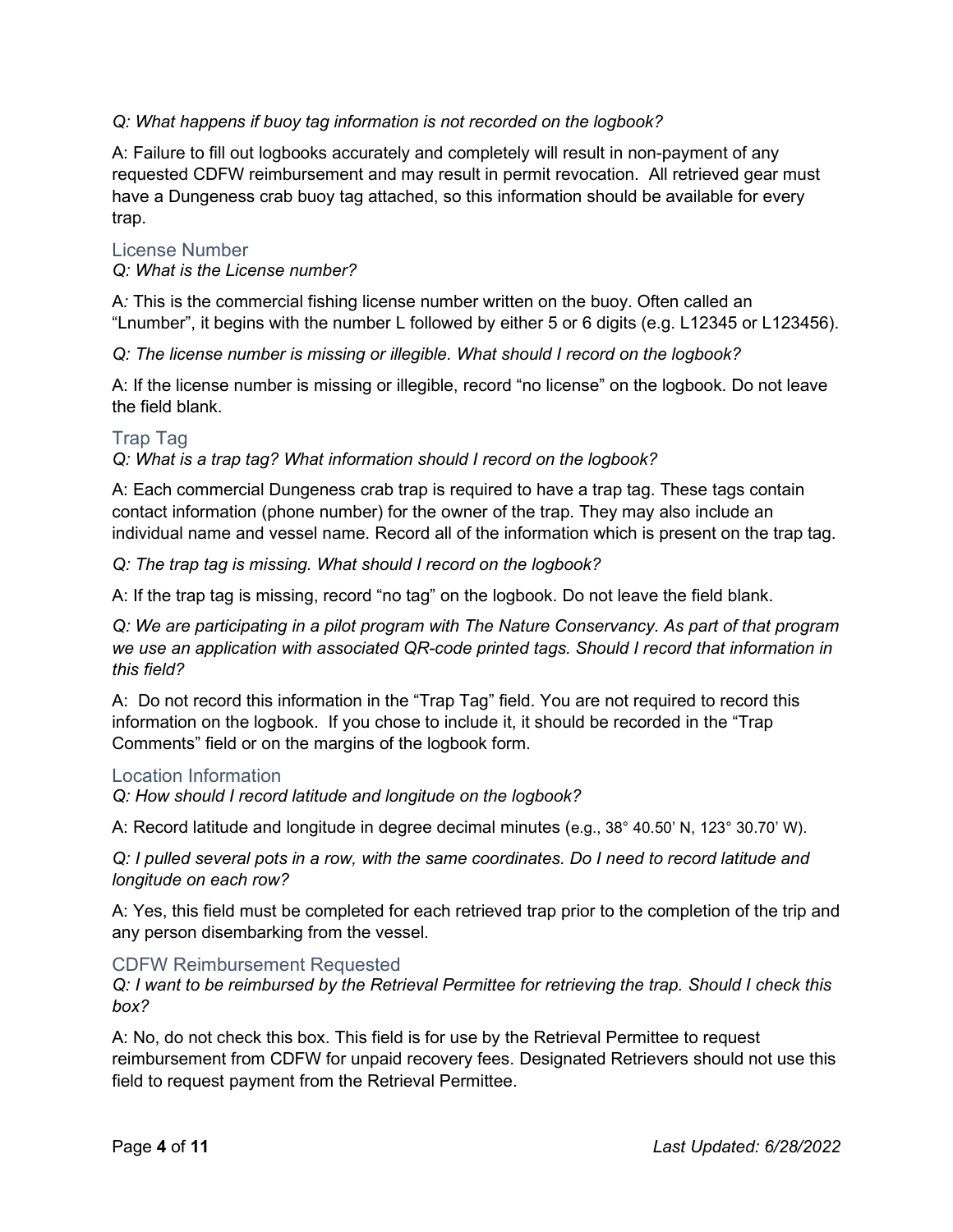*Q: What happens if buoy tag information is not recorded on the logbook?*

A: Failure to fill out logbooks accurately and completely will result in non-payment of any requested CDFW reimbursement and may result in permit revocation. All retrieved gear must have a Dungeness crab buoy tag attached, so this information should be available for every trap.

### License Number

*Q: What is the License number?*

A*:* This is the commercial fishing license number written on the buoy. Often called an "Lnumber", it begins with the number L followed by either 5 or 6 digits (e.g. L12345 or L123456).

*Q: The license number is missing or illegible. What should I record on the logbook?*

A: If the license number is missing or illegible, record "no license" on the logbook. Do not leave the field blank.

### Trap Tag

*Q: What is a trap tag? What information should I record on the logbook?*

A: Each commercial Dungeness crab trap is required to have a trap tag. These tags contain contact information (phone number) for the owner of the trap. They may also include an individual name and vessel name. Record all of the information which is present on the trap tag.

*Q: The trap tag is missing. What should I record on the logbook?*

A: If the trap tag is missing, record "no tag" on the logbook. Do not leave the field blank.

*Q: We are participating in a pilot program with The Nature Conservancy. As part of that program we use an application with associated QR-code printed tags. Should I record that information in this field?*

A: Do not record this information in the "Trap Tag" field. You are not required to record this information on the logbook. If you chose to include it, it should be recorded in the "Trap Comments" field or on the margins of the logbook form.

### Location Information

*Q: How should I record latitude and longitude on the logbook?*

A: Record latitude and longitude in degree decimal minutes (e.g., 38° 40.50' N, 123° 30.70' W).

*Q: I pulled several pots in a row, with the same coordinates. Do I need to record latitude and longitude on each row?*

A: Yes, this field must be completed for each retrieved trap prior to the completion of the trip and any person disembarking from the vessel.

### CDFW Reimbursement Requested

*Q: I want to be reimbursed by the Retrieval Permittee for retrieving the trap. Should I check this box?*

A: No, do not check this box. This field is for use by the Retrieval Permittee to request reimbursement from CDFW for unpaid recovery fees. Designated Retrievers should not use this field to request payment from the Retrieval Permittee.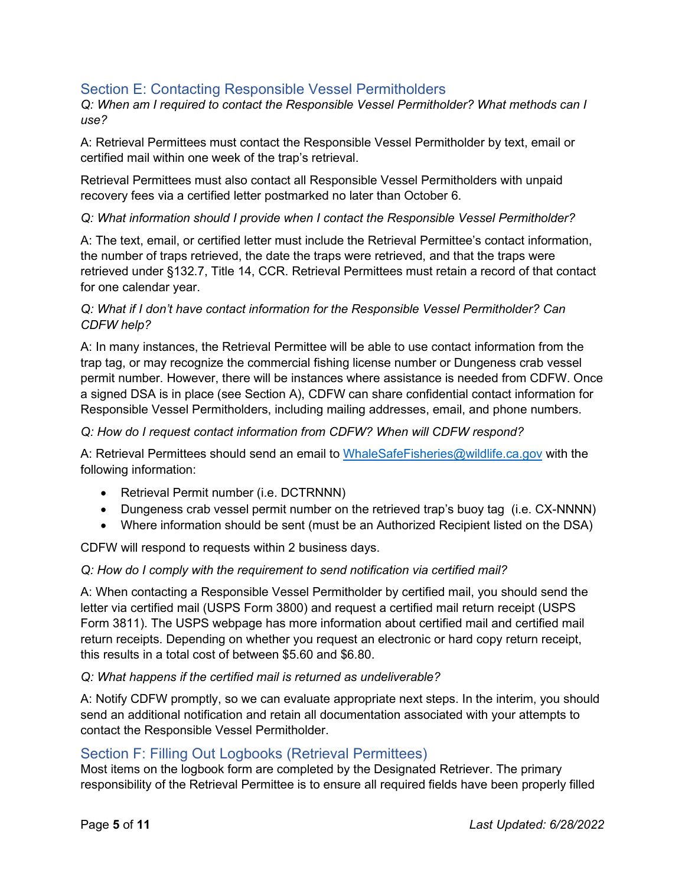## Section E: Contacting Responsible Vessel Permitholders

*Q: When am I required to contact the Responsible Vessel Permitholder? What methods can I use?*

A: Retrieval Permittees must contact the Responsible Vessel Permitholder by text, email or certified mail within one week of the trap's retrieval.

Retrieval Permittees must also contact all Responsible Vessel Permitholders with unpaid recovery fees via a certified letter postmarked no later than October 6.

*Q: What information should I provide when I contact the Responsible Vessel Permitholder?*

A: The text, email, or certified letter must include the Retrieval Permittee's contact information, the number of traps retrieved, the date the traps were retrieved, and that the traps were retrieved under §132.7, Title 14, CCR. Retrieval Permittees must retain a record of that contact for one calendar year.

*Q: What if I don't have contact information for the Responsible Vessel Permitholder? Can CDFW help?*

A: In many instances, the Retrieval Permittee will be able to use contact information from the trap tag, or may recognize the commercial fishing license number or Dungeness crab vessel permit number. However, there will be instances where assistance is needed from CDFW. Once a signed DSA is in place (see Section A), CDFW can share confidential contact information for Responsible Vessel Permitholders, including mailing addresses, email, and phone numbers.

*Q: How do I request contact information from CDFW? When will CDFW respond?*

A: Retrieval Permittees should send an email to [WhaleSafeFisheries@wildlife.ca.gov](mailto:WhaleSafeFisheries@wildlife.ca.gov) with the following information:

- Retrieval Permit number (i.e. DCTRNNN)
- Dungeness crab vessel permit number on the retrieved trap's buoy tag (i.e. CX-NNNN)
- Where information should be sent (must be an Authorized Recipient listed on the DSA)

CDFW will respond to requests within 2 business days.

*Q: How do I comply with the requirement to send notification via certified mail?*

A: When contacting a Responsible Vessel Permitholder by certified mail, you should send the letter via certified mail (USPS Form 3800) and request a certified mail return receipt (USPS Form 3811). The USPS webpage has more information about certified mail and certified mail return receipts. Depending on whether you request an electronic or hard copy return receipt, this results in a total cost of between $5.60 and $6.80.

*Q: What happens if the certified mail is returned as undeliverable?*

A: Notify CDFW promptly, so we can evaluate appropriate next steps. In the interim, you should send an additional notification and retain all documentation associated with your attempts to contact the Responsible Vessel Permitholder.

## Section F: Filling Out Logbooks (Retrieval Permittees)

Most items on the logbook form are completed by the Designated Retriever. The primary responsibility of the Retrieval Permittee is to ensure all required fields have been properly filled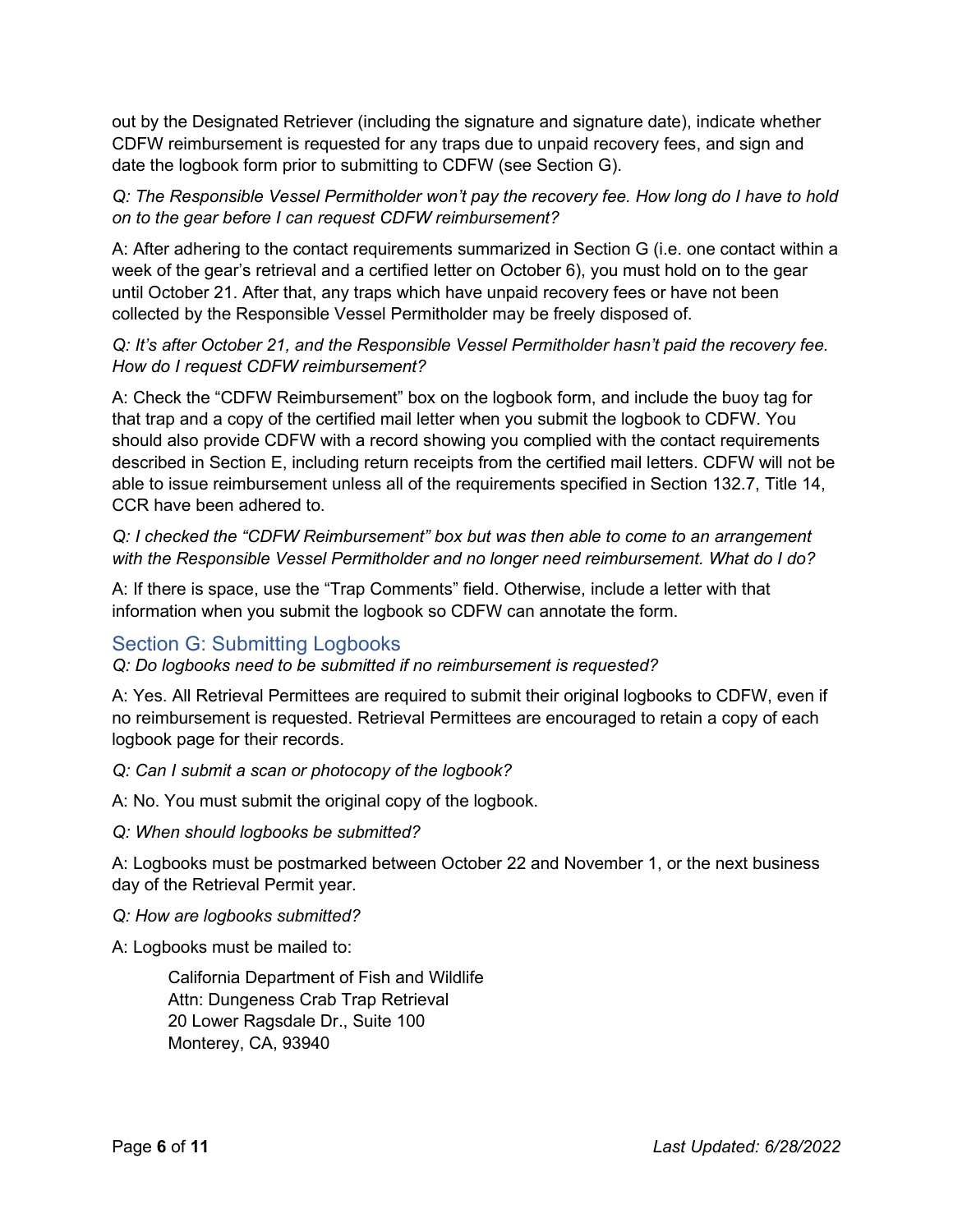out by the Designated Retriever (including the signature and signature date), indicate whether CDFW reimbursement is requested for any traps due to unpaid recovery fees, and sign and date the logbook form prior to submitting to CDFW (see Section G).

*Q: The Responsible Vessel Permitholder won't pay the recovery fee. How long do I have to hold on to the gear before I can request CDFW reimbursement?*

A: After adhering to the contact requirements summarized in Section G (i.e. one contact within a week of the gear's retrieval and a certified letter on October 6), you must hold on to the gear until October 21. After that, any traps which have unpaid recovery fees or have not been collected by the Responsible Vessel Permitholder may be freely disposed of.

*Q: It's after October 21, and the Responsible Vessel Permitholder hasn't paid the recovery fee. How do I request CDFW reimbursement?*

A: Check the "CDFW Reimbursement" box on the logbook form, and include the buoy tag for that trap and a copy of the certified mail letter when you submit the logbook to CDFW. You should also provide CDFW with a record showing you complied with the contact requirements described in Section E, including return receipts from the certified mail letters. CDFW will not be able to issue reimbursement unless all of the requirements specified in Section 132.7, Title 14, CCR have been adhered to.

*Q: I checked the "CDFW Reimbursement" box but was then able to come to an arrangement with the Responsible Vessel Permitholder and no longer need reimbursement. What do I do?*

A: If there is space, use the "Trap Comments" field. Otherwise, include a letter with that information when you submit the logbook so CDFW can annotate the form.

## Section G: Submitting Logbooks

*Q: Do logbooks need to be submitted if no reimbursement is requested?*

A: Yes. All Retrieval Permittees are required to submit their original logbooks to CDFW, even if no reimbursement is requested. Retrieval Permittees are encouraged to retain a copy of each logbook page for their records.

*Q: Can I submit a scan or photocopy of the logbook?*

A: No. You must submit the original copy of the logbook.

*Q: When should logbooks be submitted?*

A: Logbooks must be postmarked between October 22 and November 1, or the next business day of the Retrieval Permit year.

*Q: How are logbooks submitted?*

A: Logbooks must be mailed to:

> California Department of Fish and Wildlife
> Attn: Dungeness Crab Trap Retrieval
> 20 Lower Ragsdale Dr., Suite 100
> Monterey, CA, 93940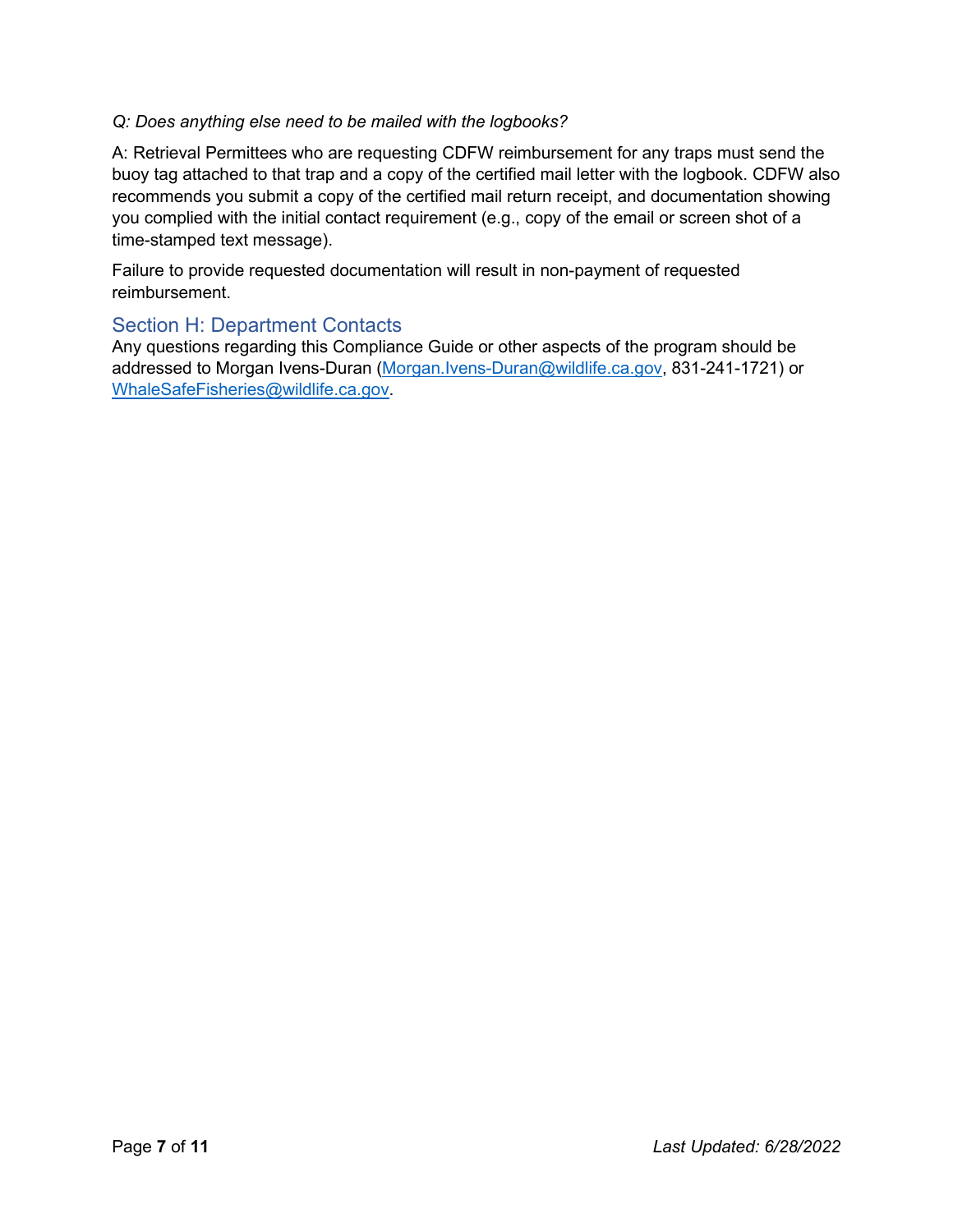*Q: Does anything else need to be mailed with the logbooks?*

A: Retrieval Permittees who are requesting CDFW reimbursement for any traps must send the buoy tag attached to that trap and a copy of the certified mail letter with the logbook. CDFW also recommends you submit a copy of the certified mail return receipt, and documentation showing you complied with the initial contact requirement (e.g., copy of the email or screen shot of a time-stamped text message).

Failure to provide requested documentation will result in non-payment of requested reimbursement.

## Section H: Department Contacts

Any questions regarding this Compliance Guide or other aspects of the program should be addressed to Morgan Ivens-Duran (Morgan.Ivens-Duran@wildlife.ca.gov, 831-241-1721) or WhaleSafeFisheries@wildlife.ca.gov.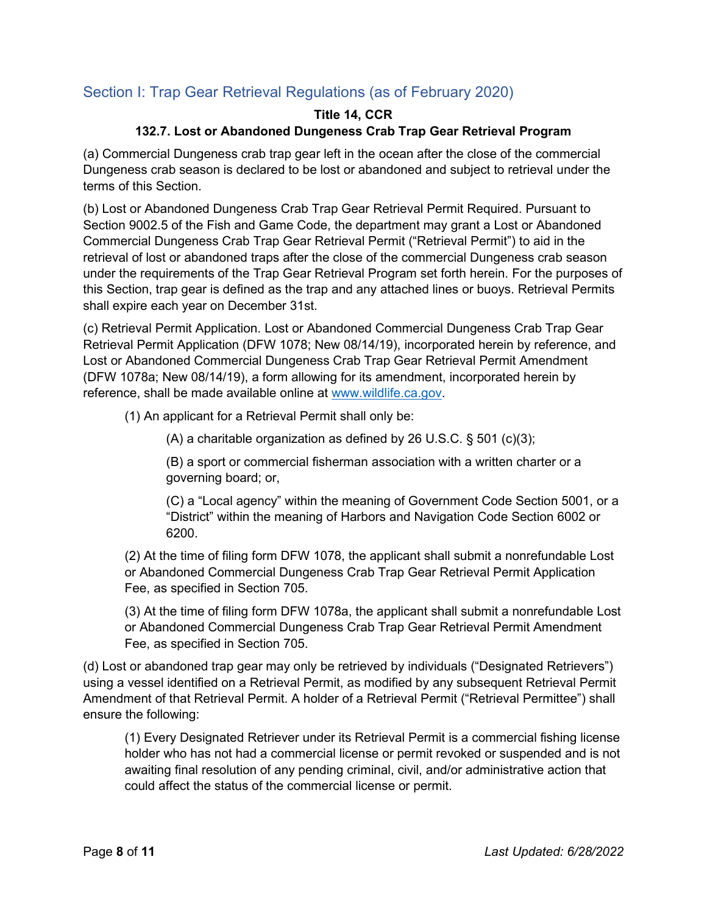## Section I: Trap Gear Retrieval Regulations (as of February 2020)

**Title 14, CCR**

**132.7. Lost or Abandoned Dungeness Crab Trap Gear Retrieval Program**

(a) Commercial Dungeness crab trap gear left in the ocean after the close of the commercial Dungeness crab season is declared to be lost or abandoned and subject to retrieval under the terms of this Section.

(b) Lost or Abandoned Dungeness Crab Trap Gear Retrieval Permit Required. Pursuant to Section 9002.5 of the Fish and Game Code, the department may grant a Lost or Abandoned Commercial Dungeness Crab Trap Gear Retrieval Permit ("Retrieval Permit") to aid in the retrieval of lost or abandoned traps after the close of the commercial Dungeness crab season under the requirements of the Trap Gear Retrieval Program set forth herein. For the purposes of this Section, trap gear is defined as the trap and any attached lines or buoys. Retrieval Permits shall expire each year on December 31st.

(c) Retrieval Permit Application. Lost or Abandoned Commercial Dungeness Crab Trap Gear Retrieval Permit Application (DFW 1078; New 08/14/19), incorporated herein by reference, and Lost or Abandoned Commercial Dungeness Crab Trap Gear Retrieval Permit Amendment (DFW 1078a; New 08/14/19), a form allowing for its amendment, incorporated herein by reference, shall be made available online at [www.wildlife.ca.gov](http://www.wildlife.ca.gov).

> (1) An applicant for a Retrieval Permit shall only be:
>
> > (A) a charitable organization as defined by 26 U.S.C. § 501 (c)(3);
> >
> > (B) a sport or commercial fisherman association with a written charter or a governing board; or,
> >
> > (C) a "Local agency" within the meaning of Government Code Section 5001, or a "District" within the meaning of Harbors and Navigation Code Section 6002 or 6200.
>
> (2) At the time of filing form DFW 1078, the applicant shall submit a nonrefundable Lost or Abandoned Commercial Dungeness Crab Trap Gear Retrieval Permit Application Fee, as specified in Section 705.
>
> (3) At the time of filing form DFW 1078a, the applicant shall submit a nonrefundable Lost or Abandoned Commercial Dungeness Crab Trap Gear Retrieval Permit Amendment Fee, as specified in Section 705.

(d) Lost or abandoned trap gear may only be retrieved by individuals ("Designated Retrievers") using a vessel identified on a Retrieval Permit, as modified by any subsequent Retrieval Permit Amendment of that Retrieval Permit. A holder of a Retrieval Permit ("Retrieval Permittee") shall ensure the following:

> (1) Every Designated Retriever under its Retrieval Permit is a commercial fishing license holder who has not had a commercial license or permit revoked or suspended and is not awaiting final resolution of any pending criminal, civil, and/or administrative action that could affect the status of the commercial license or permit.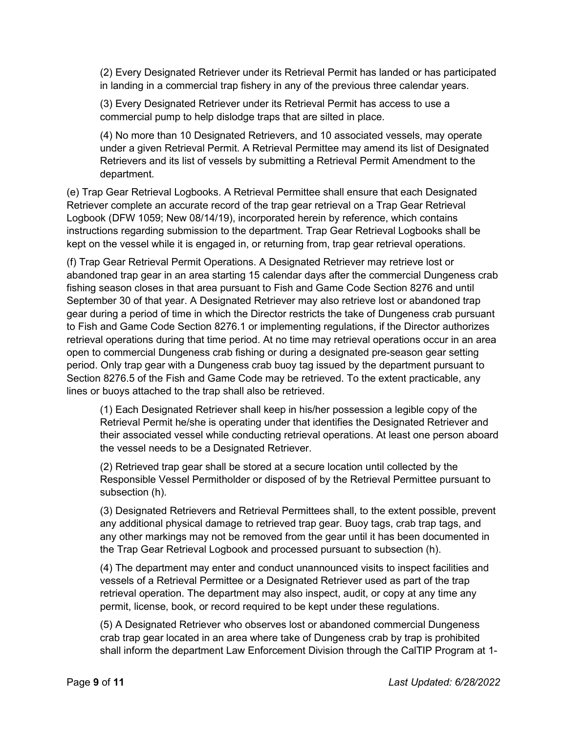(2) Every Designated Retriever under its Retrieval Permit has landed or has participated in landing in a commercial trap fishery in any of the previous three calendar years.

(3) Every Designated Retriever under its Retrieval Permit has access to use a commercial pump to help dislodge traps that are silted in place.

(4) No more than 10 Designated Retrievers, and 10 associated vessels, may operate under a given Retrieval Permit. A Retrieval Permittee may amend its list of Designated Retrievers and its list of vessels by submitting a Retrieval Permit Amendment to the department.

(e) Trap Gear Retrieval Logbooks. A Retrieval Permittee shall ensure that each Designated Retriever complete an accurate record of the trap gear retrieval on a Trap Gear Retrieval Logbook (DFW 1059; New 08/14/19), incorporated herein by reference, which contains instructions regarding submission to the department. Trap Gear Retrieval Logbooks shall be kept on the vessel while it is engaged in, or returning from, trap gear retrieval operations.

(f) Trap Gear Retrieval Permit Operations. A Designated Retriever may retrieve lost or abandoned trap gear in an area starting 15 calendar days after the commercial Dungeness crab fishing season closes in that area pursuant to Fish and Game Code Section 8276 and until September 30 of that year. A Designated Retriever may also retrieve lost or abandoned trap gear during a period of time in which the Director restricts the take of Dungeness crab pursuant to Fish and Game Code Section 8276.1 or implementing regulations, if the Director authorizes retrieval operations during that time period. At no time may retrieval operations occur in an area open to commercial Dungeness crab fishing or during a designated pre-season gear setting period. Only trap gear with a Dungeness crab buoy tag issued by the department pursuant to Section 8276.5 of the Fish and Game Code may be retrieved. To the extent practicable, any lines or buoys attached to the trap shall also be retrieved.

(1) Each Designated Retriever shall keep in his/her possession a legible copy of the Retrieval Permit he/she is operating under that identifies the Designated Retriever and their associated vessel while conducting retrieval operations. At least one person aboard the vessel needs to be a Designated Retriever.

(2) Retrieved trap gear shall be stored at a secure location until collected by the Responsible Vessel Permitholder or disposed of by the Retrieval Permittee pursuant to subsection (h).

(3) Designated Retrievers and Retrieval Permittees shall, to the extent possible, prevent any additional physical damage to retrieved trap gear. Buoy tags, crab trap tags, and any other markings may not be removed from the gear until it has been documented in the Trap Gear Retrieval Logbook and processed pursuant to subsection (h).

(4) The department may enter and conduct unannounced visits to inspect facilities and vessels of a Retrieval Permittee or a Designated Retriever used as part of the trap retrieval operation. The department may also inspect, audit, or copy at any time any permit, license, book, or record required to be kept under these regulations.

(5) A Designated Retriever who observes lost or abandoned commercial Dungeness crab trap gear located in an area where take of Dungeness crab by trap is prohibited shall inform the department Law Enforcement Division through the CalTIP Program at 1-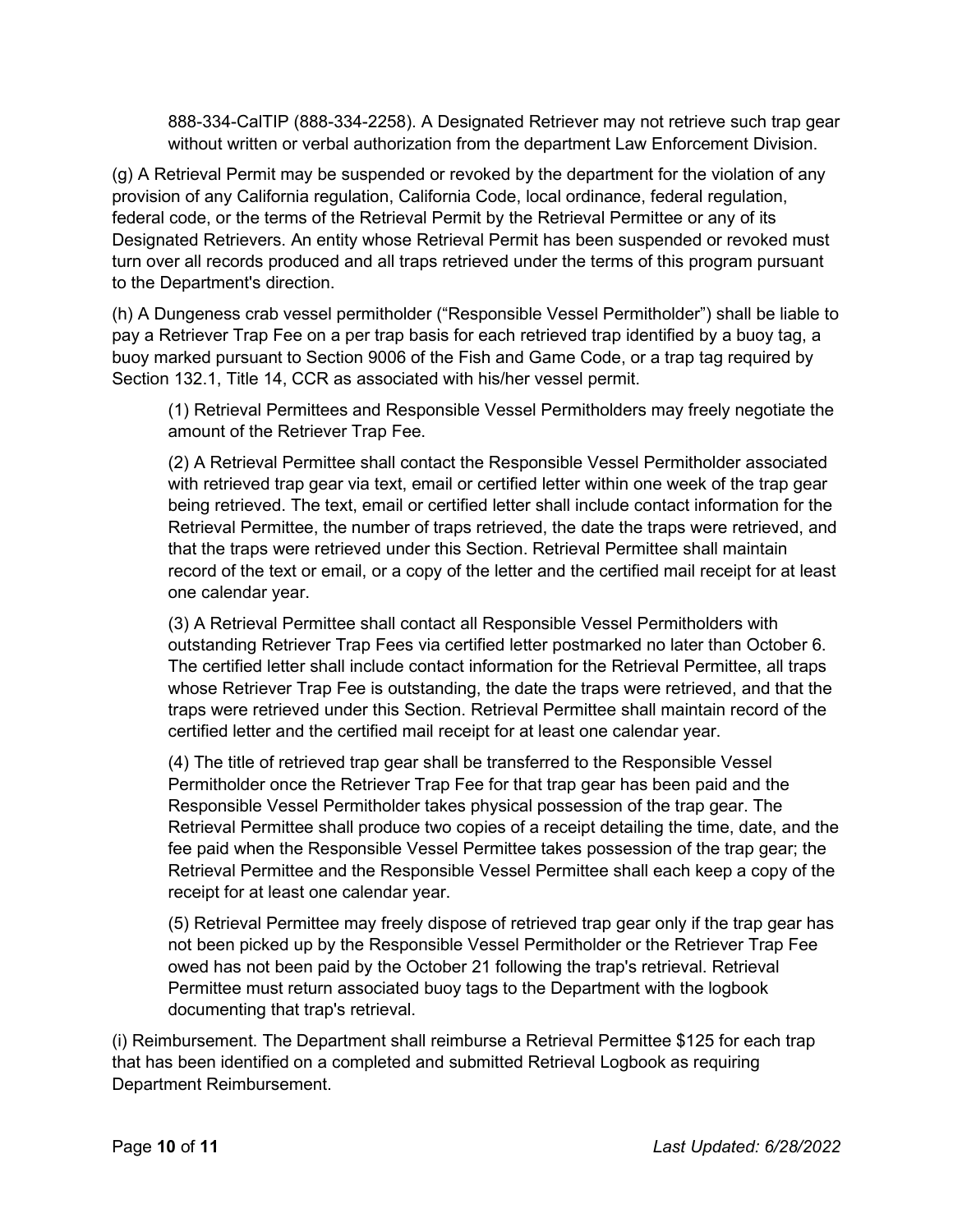888-334-CalTIP (888-334-2258). A Designated Retriever may not retrieve such trap gear without written or verbal authorization from the department Law Enforcement Division.

(g) A Retrieval Permit may be suspended or revoked by the department for the violation of any provision of any California regulation, California Code, local ordinance, federal regulation, federal code, or the terms of the Retrieval Permit by the Retrieval Permittee or any of its Designated Retrievers. An entity whose Retrieval Permit has been suspended or revoked must turn over all records produced and all traps retrieved under the terms of this program pursuant to the Department's direction.

(h) A Dungeness crab vessel permitholder ("Responsible Vessel Permitholder") shall be liable to pay a Retriever Trap Fee on a per trap basis for each retrieved trap identified by a buoy tag, a buoy marked pursuant to Section 9006 of the Fish and Game Code, or a trap tag required by Section 132.1, Title 14, CCR as associated with his/her vessel permit.

(1) Retrieval Permittees and Responsible Vessel Permitholders may freely negotiate the amount of the Retriever Trap Fee.

(2) A Retrieval Permittee shall contact the Responsible Vessel Permitholder associated with retrieved trap gear via text, email or certified letter within one week of the trap gear being retrieved. The text, email or certified letter shall include contact information for the Retrieval Permittee, the number of traps retrieved, the date the traps were retrieved, and that the traps were retrieved under this Section. Retrieval Permittee shall maintain record of the text or email, or a copy of the letter and the certified mail receipt for at least one calendar year.

(3) A Retrieval Permittee shall contact all Responsible Vessel Permitholders with outstanding Retriever Trap Fees via certified letter postmarked no later than October 6. The certified letter shall include contact information for the Retrieval Permittee, all traps whose Retriever Trap Fee is outstanding, the date the traps were retrieved, and that the traps were retrieved under this Section. Retrieval Permittee shall maintain record of the certified letter and the certified mail receipt for at least one calendar year.

(4) The title of retrieved trap gear shall be transferred to the Responsible Vessel Permitholder once the Retriever Trap Fee for that trap gear has been paid and the Responsible Vessel Permitholder takes physical possession of the trap gear. The Retrieval Permittee shall produce two copies of a receipt detailing the time, date, and the fee paid when the Responsible Vessel Permittee takes possession of the trap gear; the Retrieval Permittee and the Responsible Vessel Permittee shall each keep a copy of the receipt for at least one calendar year.

(5) Retrieval Permittee may freely dispose of retrieved trap gear only if the trap gear has not been picked up by the Responsible Vessel Permitholder or the Retriever Trap Fee owed has not been paid by the October 21 following the trap's retrieval. Retrieval Permittee must return associated buoy tags to the Department with the logbook documenting that trap's retrieval.

(i) Reimbursement. The Department shall reimburse a Retrieval Permittee $125 for each trap that has been identified on a completed and submitted Retrieval Logbook as requiring Department Reimbursement.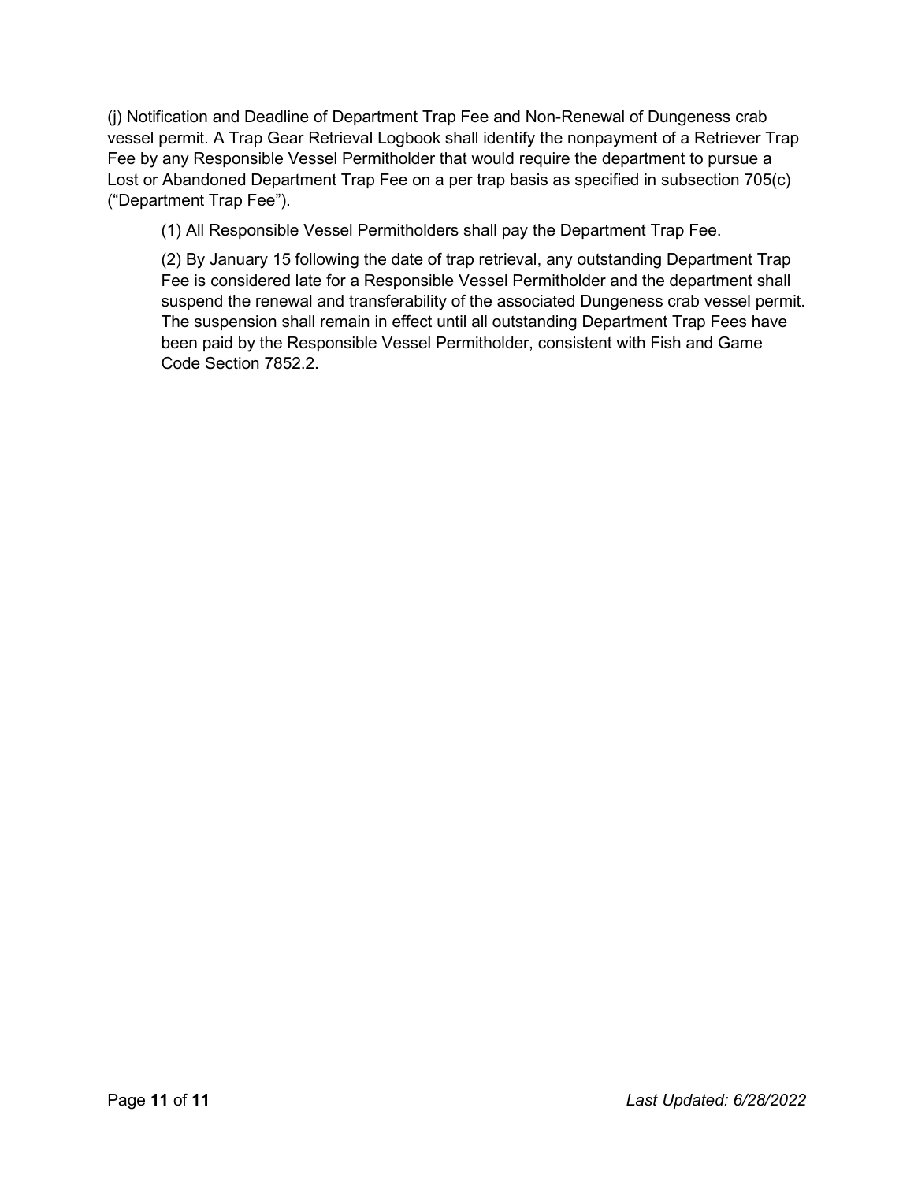(j) Notification and Deadline of Department Trap Fee and Non-Renewal of Dungeness crab vessel permit. A Trap Gear Retrieval Logbook shall identify the nonpayment of a Retriever Trap Fee by any Responsible Vessel Permitholder that would require the department to pursue a Lost or Abandoned Department Trap Fee on a per trap basis as specified in subsection 705(c) ("Department Trap Fee").

(1) All Responsible Vessel Permitholders shall pay the Department Trap Fee.

(2) By January 15 following the date of trap retrieval, any outstanding Department Trap Fee is considered late for a Responsible Vessel Permitholder and the department shall suspend the renewal and transferability of the associated Dungeness crab vessel permit. The suspension shall remain in effect until all outstanding Department Trap Fees have been paid by the Responsible Vessel Permitholder, consistent with Fish and Game Code Section 7852.2.